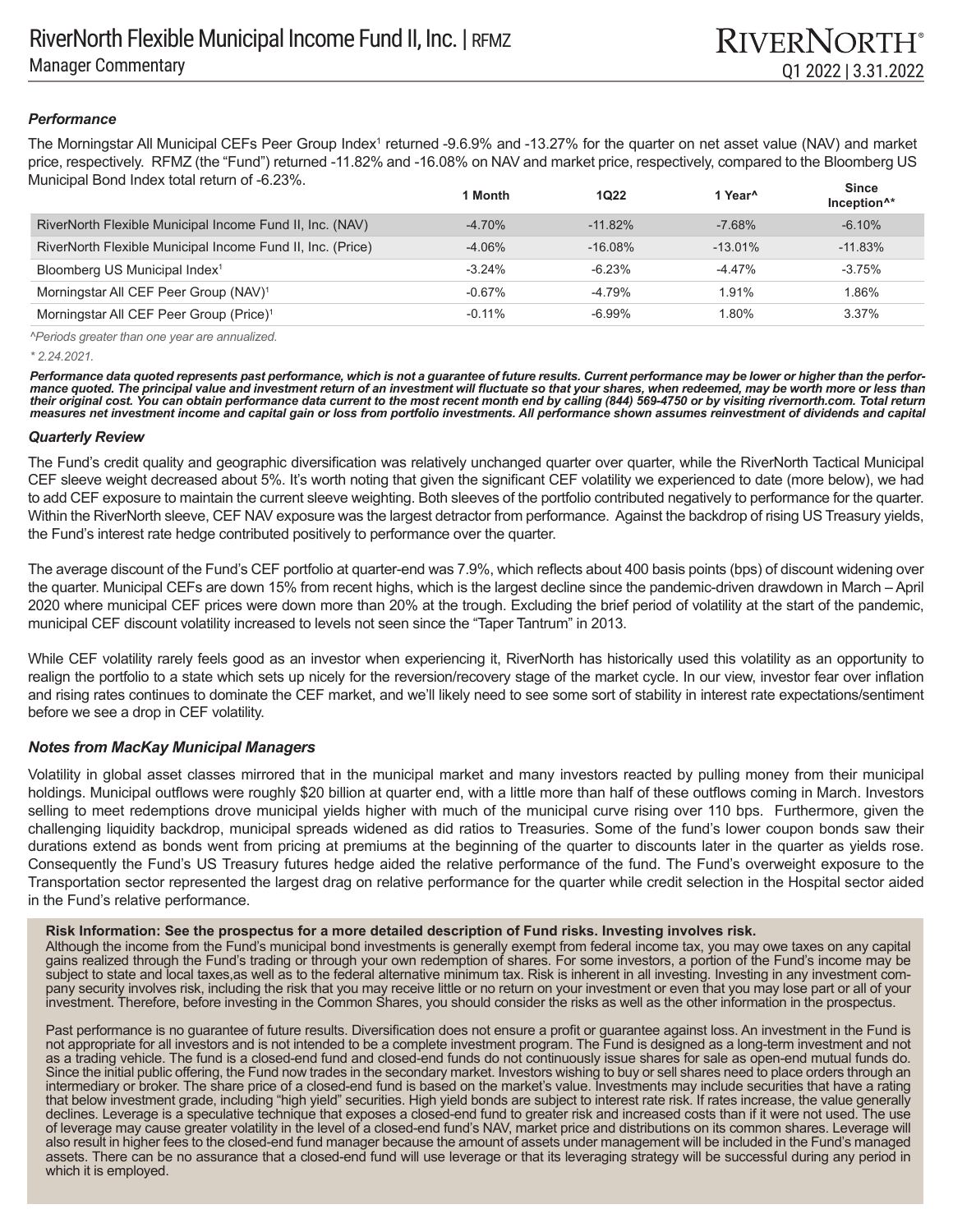# RiverNorth Flexible Municipal Income Fund II, Inc. | RFMZ

## Manager Commentary

RIVERNORTH®

Q1 2022 | 3.31.2022

### *Performance*

The Morningstar All Municipal CEFs Peer Group Index[1] returned -9.6.9% and -13.27% for the quarter on net asset value (NAV) and market price, respectively. RFMZ (the "Fund") returned -11.82% and -16.08% on NAV and market price, respectively, compared to the Bloomberg US Municipal Bond Index total return of -6.23%.

| | 1 Month | 1Q22 | 1 Year^ | Since Inception^* |
|---|---|---|---|---|
| RiverNorth Flexible Municipal Income Fund II, Inc. (NAV) | -4.70% | -11.82% | -7.68% | -6.10% |
| RiverNorth Flexible Municipal Income Fund II, Inc. (Price) | -4.06% | -16.08% | -13.01% | -11.83% |
| Bloomberg US Municipal Index[1] | -3.24% | -6.23% | -4.47% | -3.75% |
| Morningstar All CEF Peer Group (NAV)[1] | -0.67% | -4.79% | 1.91% | 1.86% |
| Morningstar All CEF Peer Group (Price)[1] | -0.11% | -6.99% | 1.80% | 3.37% |

*^Periods greater than one year are annualized.*

*\* 2.24.2021.*

***Performance data quoted represents past performance, which is not a guarantee of future results. Current performance may be lower or higher than the performance quoted. The principal value and investment return of an investment will fluctuate so that your shares, when redeemed, may be worth more or less than their original cost. You can obtain performance data current to the most recent month end by calling (844) 569-4750 or by visiting rivernorth.com. Total return measures net investment income and capital gain or loss from portfolio investments. All performance shown assumes reinvestment of dividends and capital***

### *Quarterly Review*

The Fund's credit quality and geographic diversification was relatively unchanged quarter over quarter, while the RiverNorth Tactical Municipal CEF sleeve weight decreased about 5%. It's worth noting that given the significant CEF volatility we experienced to date (more below), we had to add CEF exposure to maintain the current sleeve weighting. Both sleeves of the portfolio contributed negatively to performance for the quarter. Within the RiverNorth sleeve, CEF NAV exposure was the largest detractor from performance. Against the backdrop of rising US Treasury yields, the Fund's interest rate hedge contributed positively to performance over the quarter.

The average discount of the Fund's CEF portfolio at quarter-end was 7.9%, which reflects about 400 basis points (bps) of discount widening over the quarter. Municipal CEFs are down 15% from recent highs, which is the largest decline since the pandemic-driven drawdown in March – April 2020 where municipal CEF prices were down more than 20% at the trough. Excluding the brief period of volatility at the start of the pandemic, municipal CEF discount volatility increased to levels not seen since the "Taper Tantrum" in 2013.

While CEF volatility rarely feels good as an investor when experiencing it, RiverNorth has historically used this volatility as an opportunity to realign the portfolio to a state which sets up nicely for the reversion/recovery stage of the market cycle. In our view, investor fear over inflation and rising rates continues to dominate the CEF market, and we'll likely need to see some sort of stability in interest rate expectations/sentiment before we see a drop in CEF volatility.

### *Notes from MacKay Municipal Managers*

Volatility in global asset classes mirrored that in the municipal market and many investors reacted by pulling money from their municipal holdings. Municipal outflows were roughly $20 billion at quarter end, with a little more than half of these outflows coming in March. Investors selling to meet redemptions drove municipal yields higher with much of the municipal curve rising over 110 bps. Furthermore, given the challenging liquidity backdrop, municipal spreads widened as did ratios to Treasuries. Some of the fund's lower coupon bonds saw their durations extend as bonds went from pricing at premiums at the beginning of the quarter to discounts later in the quarter as yields rose. Consequently the Fund's US Treasury futures hedge aided the relative performance of the fund. The Fund's overweight exposure to the Transportation sector represented the largest drag on relative performance for the quarter while credit selection in the Hospital sector aided in the Fund's relative performance.

**Risk Information: See the prospectus for a more detailed description of Fund risks. Investing involves risk.**

Although the income from the Fund's municipal bond investments is generally exempt from federal income tax, you may owe taxes on any capital gains realized through the Fund's trading or through your own redemption of shares. For some investors, a portion of the Fund's income may be subject to state and local taxes,as well as to the federal alternative minimum tax. Risk is inherent in all investing. Investing in any investment company security involves risk, including the risk that you may receive little or no return on your investment or even that you may lose part or all of your investment. Therefore, before investing in the Common Shares, you should consider the risks as well as the other information in the prospectus.

Past performance is no guarantee of future results. Diversification does not ensure a profit or guarantee against loss. An investment in the Fund is not appropriate for all investors and is not intended to be a complete investment program. The Fund is designed as a long-term investment and not as a trading vehicle. The fund is a closed-end fund and closed-end funds do not continuously issue shares for sale as open-end mutual funds do. Since the initial public offering, the Fund now trades in the secondary market. Investors wishing to buy or sell shares need to place orders through an intermediary or broker. The share price of a closed-end fund is based on the market's value. Investments may include securities that have a rating that below investment grade, including "high yield" securities. High yield bonds are subject to interest rate risk. If rates increase, the value generally declines. Leverage is a speculative technique that exposes a closed-end fund to greater risk and increased costs than if it were not used. The use of leverage may cause greater volatility in the level of a closed-end fund's NAV, market price and distributions on its common shares. Leverage will also result in higher fees to the closed-end fund manager because the amount of assets under management will be included in the Fund's managed assets. There can be no assurance that a closed-end fund will use leverage or that its leveraging strategy will be successful during any period in which it is employed.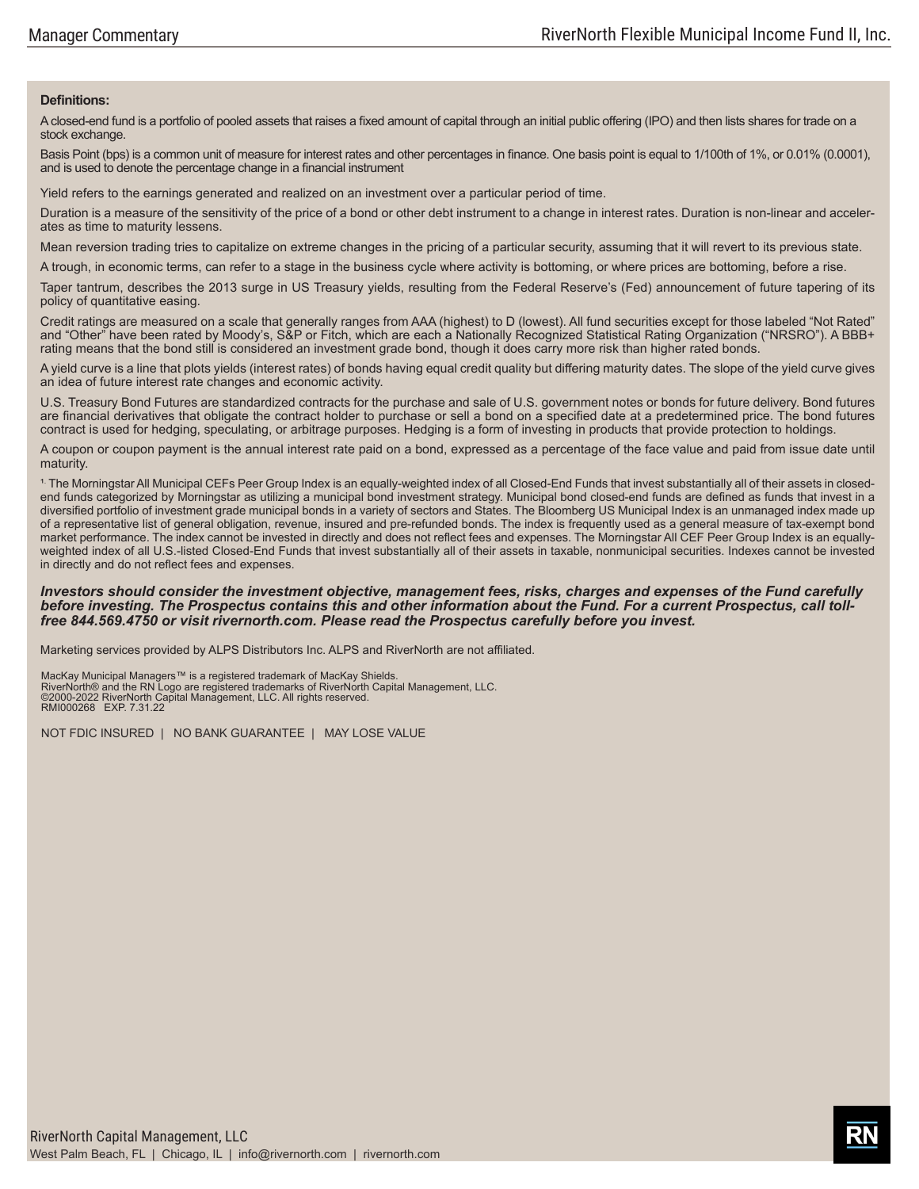**Definitions:**

A closed-end fund is a portfolio of pooled assets that raises a fixed amount of capital through an initial public offering (IPO) and then lists shares for trade on a stock exchange.

Basis Point (bps) is a common unit of measure for interest rates and other percentages in finance. One basis point is equal to 1/100th of 1%, or 0.01% (0.0001), and is used to denote the percentage change in a financial instrument

Yield refers to the earnings generated and realized on an investment over a particular period of time.

Duration is a measure of the sensitivity of the price of a bond or other debt instrument to a change in interest rates. Duration is non-linear and accelerates as time to maturity lessens.

Mean reversion trading tries to capitalize on extreme changes in the pricing of a particular security, assuming that it will revert to its previous state.

A trough, in economic terms, can refer to a stage in the business cycle where activity is bottoming, or where prices are bottoming, before a rise.

Taper tantrum, describes the 2013 surge in US Treasury yields, resulting from the Federal Reserve's (Fed) announcement of future tapering of its policy of quantitative easing.

Credit ratings are measured on a scale that generally ranges from AAA (highest) to D (lowest). All fund securities except for those labeled "Not Rated" and "Other" have been rated by Moody's, S&P or Fitch, which are each a Nationally Recognized Statistical Rating Organization ("NRSRO"). A BBB+ rating means that the bond still is considered an investment grade bond, though it does carry more risk than higher rated bonds.

A yield curve is a line that plots yields (interest rates) of bonds having equal credit quality but differing maturity dates. The slope of the yield curve gives an idea of future interest rate changes and economic activity.

U.S. Treasury Bond Futures are standardized contracts for the purchase and sale of U.S. government notes or bonds for future delivery. Bond futures are financial derivatives that obligate the contract holder to purchase or sell a bond on a specified date at a predetermined price. The bond futures contract is used for hedging, speculating, or arbitrage purposes. Hedging is a form of investing in products that provide protection to holdings.

A coupon or coupon payment is the annual interest rate paid on a bond, expressed as a percentage of the face value and paid from issue date until maturity.

[1] The Morningstar All Municipal CEFs Peer Group Index is an equally-weighted index of all Closed-End Funds that invest substantially all of their assets in closed-end funds categorized by Morningstar as utilizing a municipal bond investment strategy. Municipal bond closed-end funds are defined as funds that invest in a diversified portfolio of investment grade municipal bonds in a variety of sectors and States. The Bloomberg US Municipal Index is an unmanaged index made up of a representative list of general obligation, revenue, insured and pre-refunded bonds. The index is frequently used as a general measure of tax-exempt bond market performance. The index cannot be invested in directly and does not reflect fees and expenses. The Morningstar All CEF Peer Group Index is an equally-weighted index of all U.S.-listed Closed-End Funds that invest substantially all of their assets in taxable, nonmunicipal securities. Indexes cannot be invested in directly and do not reflect fees and expenses.

***Investors should consider the investment objective, management fees, risks, charges and expenses of the Fund carefully before investing. The Prospectus contains this and other information about the Fund. For a current Prospectus, call toll-free 844.569.4750 or visit rivernorth.com. Please read the Prospectus carefully before you invest.***

Marketing services provided by ALPS Distributors Inc. ALPS and RiverNorth are not affiliated.

MacKay Municipal Managers™ is a registered trademark of MacKay Shields.
RiverNorth® and the RN Logo are registered trademarks of RiverNorth Capital Management, LLC.
©2000-2022 RiverNorth Capital Management, LLC. All rights reserved.
RMI000268 EXP. 7.31.22

NOT FDIC INSURED | NO BANK GUARANTEE | MAY LOSE VALUE

RiverNorth Capital Management, LLC
West Palm Beach, FL | Chicago, IL | info@rivernorth.com | rivernorth.com